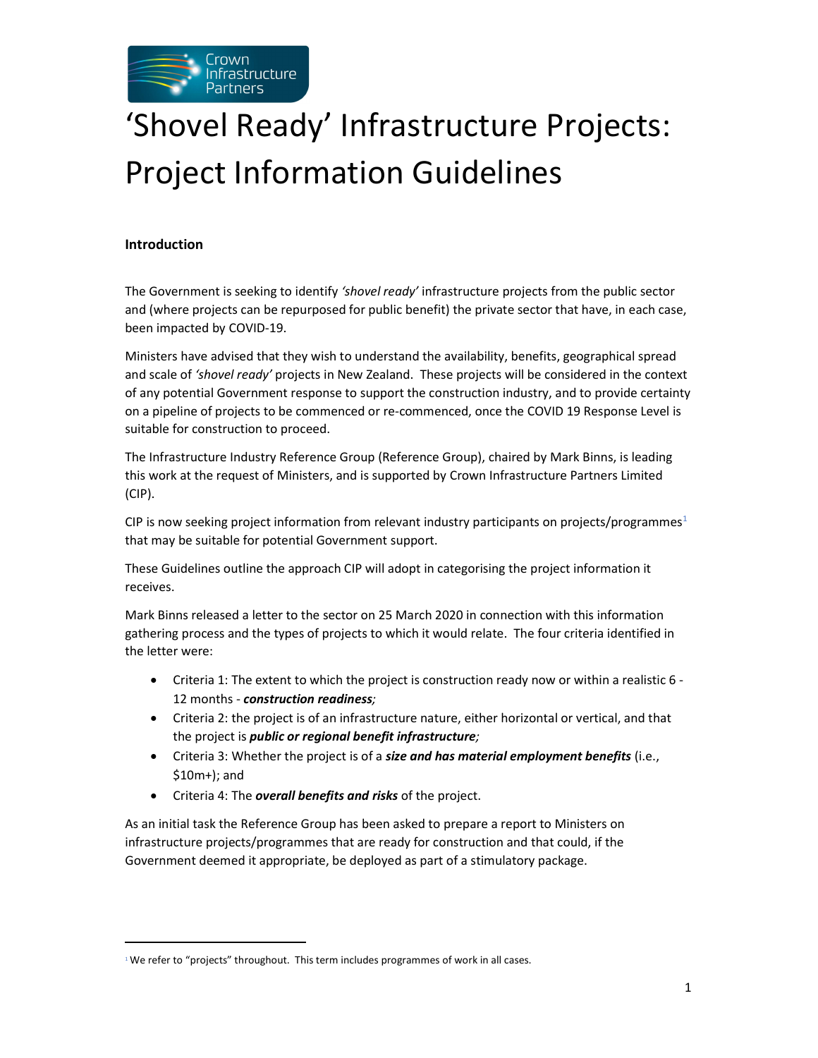# 'Shovel Ready' Infrastructure Projects: Project Information Guidelines

**Introduction**

The Government is seeking to identify *'shovel ready'* infrastructure projects from the public sector and (where projects can be repurposed for public benefit) the private sector that have, in each case, been impacted by COVID-19.

Ministers have advised that they wish to understand the availability, benefits, geographical spread and scale of *'shovel ready'* projects in New Zealand. These projects will be considered in the context of any potential Government response to support the construction industry, and to provide certainty on a pipeline of projects to be commenced or re-commenced, once the COVID 19 Response Level is suitable for construction to proceed.

The Infrastructure Industry Reference Group (Reference Group), chaired by Mark Binns, is leading this work at the request of Ministers, and is supported by Crown Infrastructure Partners Limited (CIP).

CIP is now seeking project information from relevant industry participants on projects/programmes[1] that may be suitable for potential Government support.

These Guidelines outline the approach CIP will adopt in categorising the project information it receives.

Mark Binns released a letter to the sector on 25 March 2020 in connection with this information gathering process and the types of projects to which it would relate. The four criteria identified in the letter were:

- Criteria 1: The extent to which the project is construction ready now or within a realistic 6 - 12 months - ***construction readiness****;*
- Criteria 2: the project is of an infrastructure nature, either horizontal or vertical, and that the project is ***public or regional benefit infrastructure****;*
- Criteria 3: Whether the project is of a ***size and has material employment benefits*** (i.e., $10m+); and
- Criteria 4: The ***overall benefits and risks*** of the project.

As an initial task the Reference Group has been asked to prepare a report to Ministers on infrastructure projects/programmes that are ready for construction and that could, if the Government deemed it appropriate, be deployed as part of a stimulatory package.

[1] We refer to "projects" throughout. This term includes programmes of work in all cases.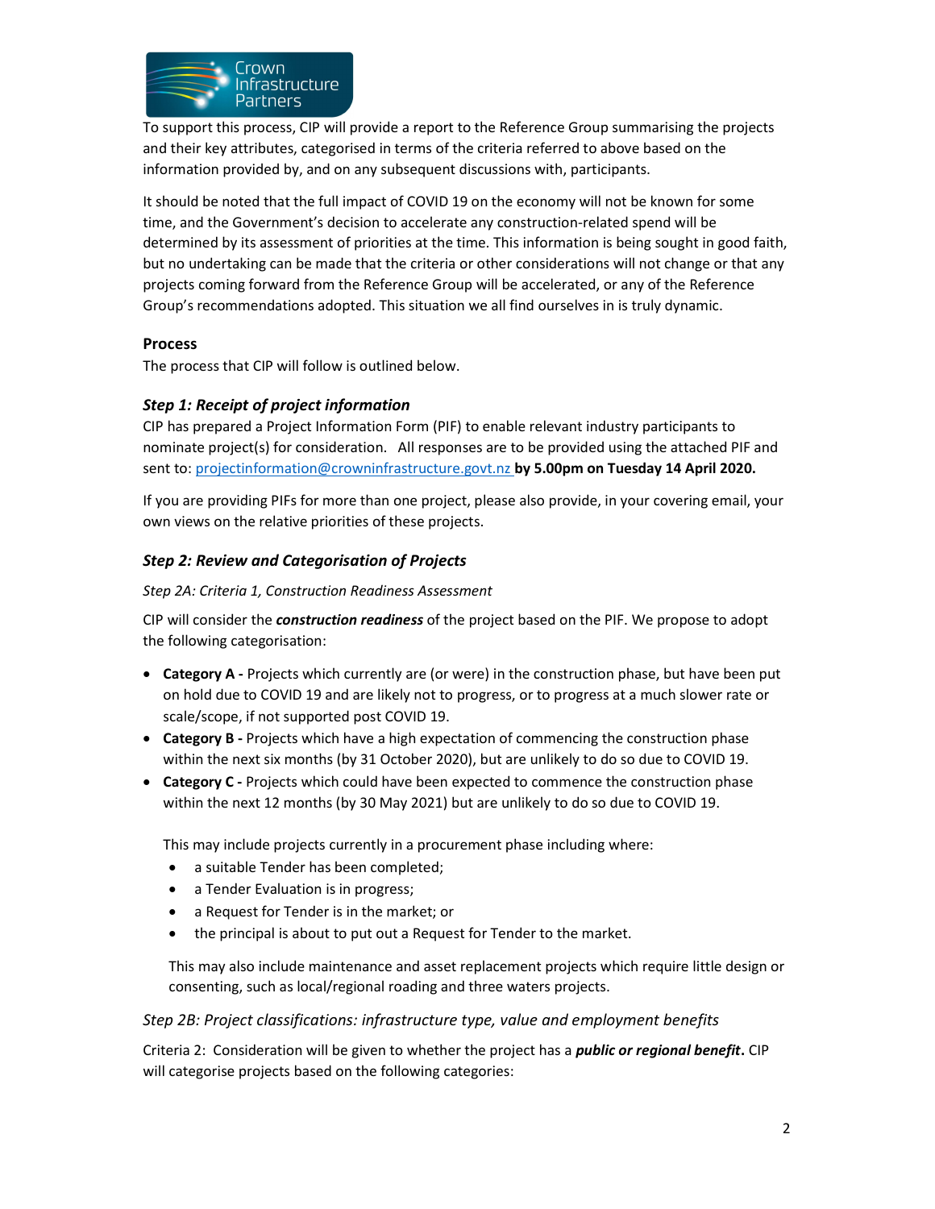To support this process, CIP will provide a report to the Reference Group summarising the projects and their key attributes, categorised in terms of the criteria referred to above based on the information provided by, and on any subsequent discussions with, participants.

It should be noted that the full impact of COVID 19 on the economy will not be known for some time, and the Government's decision to accelerate any construction-related spend will be determined by its assessment of priorities at the time. This information is being sought in good faith, but no undertaking can be made that the criteria or other considerations will not change or that any projects coming forward from the Reference Group will be accelerated, or any of the Reference Group's recommendations adopted. This situation we all find ourselves in is truly dynamic.

## Process

The process that CIP will follow is outlined below.

### *Step 1: Receipt of project information*

CIP has prepared a Project Information Form (PIF) to enable relevant industry participants to nominate project(s) for consideration. All responses are to be provided using the attached PIF and sent to: projectinformation@crowninfrastructure.govt.nz **by 5.00pm on Tuesday 14 April 2020.**

If you are providing PIFs for more than one project, please also provide, in your covering email, your own views on the relative priorities of these projects.

### *Step 2: Review and Categorisation of Projects*

*Step 2A: Criteria 1, Construction Readiness Assessment*

CIP will consider the ***construction readiness*** of the project based on the PIF. We propose to adopt the following categorisation:

- **Category A -** Projects which currently are (or were) in the construction phase, but have been put on hold due to COVID 19 and are likely not to progress, or to progress at a much slower rate or scale/scope, if not supported post COVID 19.
- **Category B -** Projects which have a high expectation of commencing the construction phase within the next six months (by 31 October 2020), but are unlikely to do so due to COVID 19.
- **Category C -** Projects which could have been expected to commence the construction phase within the next 12 months (by 30 May 2021) but are unlikely to do so due to COVID 19.

  This may include projects currently in a procurement phase including where:

  - a suitable Tender has been completed;
  - a Tender Evaluation is in progress;
  - a Request for Tender is in the market; or
  - the principal is about to put out a Request for Tender to the market.

  This may also include maintenance and asset replacement projects which require little design or consenting, such as local/regional roading and three waters projects.

*Step 2B: Project classifications: infrastructure type, value and employment benefits*

Criteria 2: Consideration will be given to whether the project has a ***public or regional benefit*.** CIP will categorise projects based on the following categories: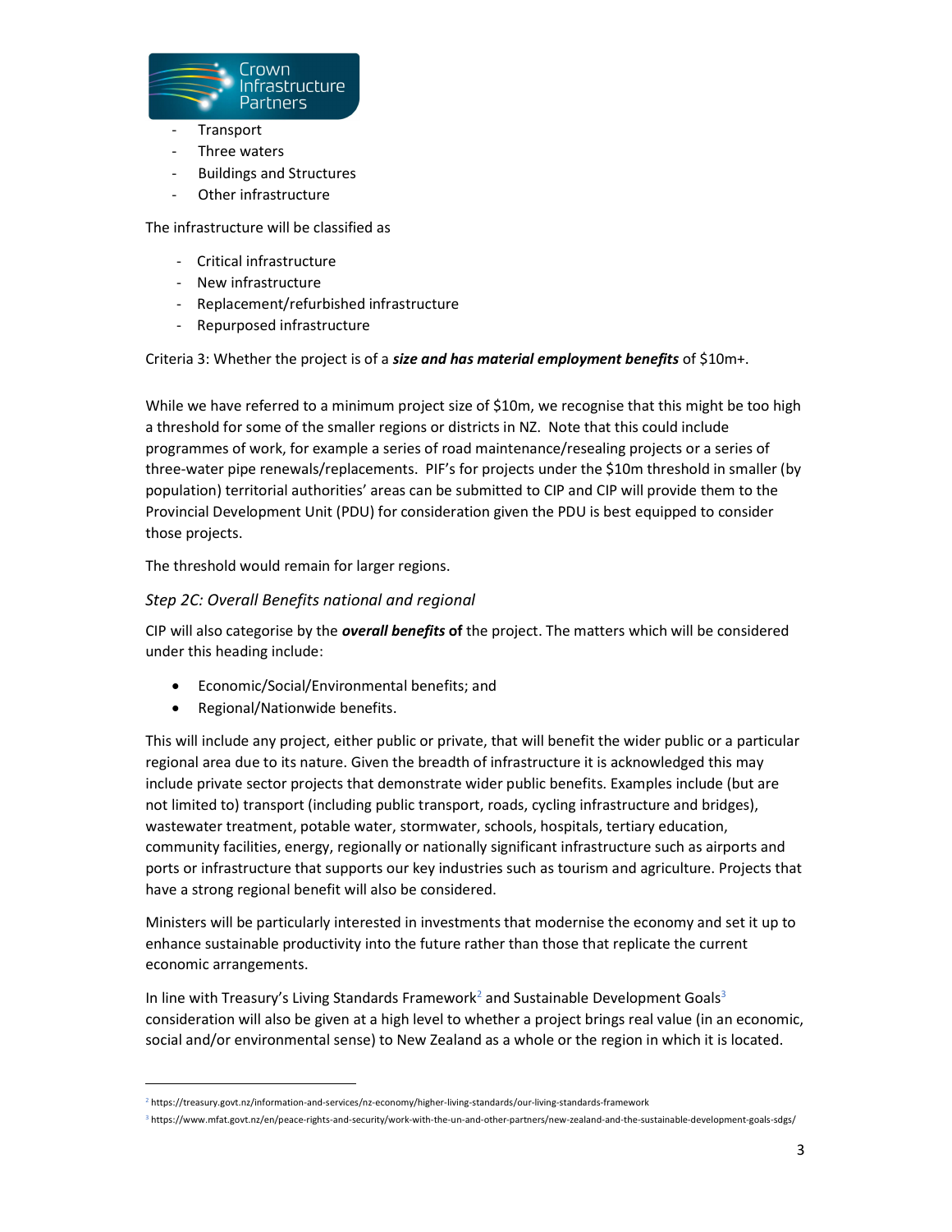- Transport
- Three waters
- Buildings and Structures
- Other infrastructure

The infrastructure will be classified as

- Critical infrastructure
- New infrastructure
- Replacement/refurbished infrastructure
- Repurposed infrastructure

Criteria 3: Whether the project is of a ***size and has material employment benefits*** of $10m+.

While we have referred to a minimum project size of $10m, we recognise that this might be too high a threshold for some of the smaller regions or districts in NZ. Note that this could include programmes of work, for example a series of road maintenance/resealing projects or a series of three-water pipe renewals/replacements. PIF's for projects under the $10m threshold in smaller (by population) territorial authorities' areas can be submitted to CIP and CIP will provide them to the Provincial Development Unit (PDU) for consideration given the PDU is best equipped to consider those projects.

The threshold would remain for larger regions.

### *Step 2C: Overall Benefits national and regional*

CIP will also categorise by the ***overall benefits* of** the project. The matters which will be considered under this heading include:

- Economic/Social/Environmental benefits; and
- Regional/Nationwide benefits.

This will include any project, either public or private, that will benefit the wider public or a particular regional area due to its nature. Given the breadth of infrastructure it is acknowledged this may include private sector projects that demonstrate wider public benefits. Examples include (but are not limited to) transport (including public transport, roads, cycling infrastructure and bridges), wastewater treatment, potable water, stormwater, schools, hospitals, tertiary education, community facilities, energy, regionally or nationally significant infrastructure such as airports and ports or infrastructure that supports our key industries such as tourism and agriculture. Projects that have a strong regional benefit will also be considered.

Ministers will be particularly interested in investments that modernise the economy and set it up to enhance sustainable productivity into the future rather than those that replicate the current economic arrangements.

In line with Treasury's Living Standards Framework[2] and Sustainable Development Goals[3] consideration will also be given at a high level to whether a project brings real value (in an economic, social and/or environmental sense) to New Zealand as a whole or the region in which it is located.

---

[2] https://treasury.govt.nz/information-and-services/nz-economy/higher-living-standards/our-living-standards-framework

[3] https://www.mfat.govt.nz/en/peace-rights-and-security/work-with-the-un-and-other-partners/new-zealand-and-the-sustainable-development-goals-sdgs/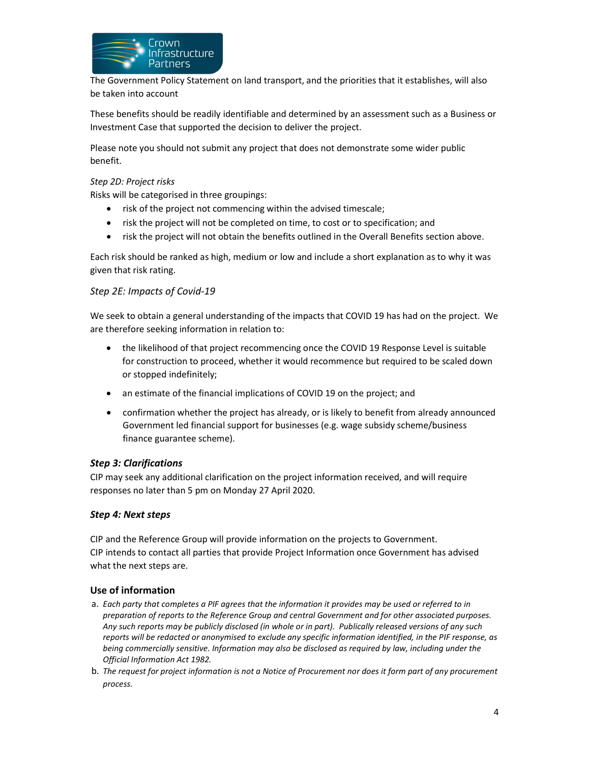The Government Policy Statement on land transport, and the priorities that it establishes, will also be taken into account

These benefits should be readily identifiable and determined by an assessment such as a Business or Investment Case that supported the decision to deliver the project.

Please note you should not submit any project that does not demonstrate some wider public benefit.

*Step 2D: Project risks*

Risks will be categorised in three groupings:

- risk of the project not commencing within the advised timescale;
- risk the project will not be completed on time, to cost or to specification; and
- risk the project will not obtain the benefits outlined in the Overall Benefits section above.

Each risk should be ranked as high, medium or low and include a short explanation as to why it was given that risk rating.

*Step 2E: Impacts of Covid-19*

We seek to obtain a general understanding of the impacts that COVID 19 has had on the project. We are therefore seeking information in relation to:

- the likelihood of that project recommencing once the COVID 19 Response Level is suitable for construction to proceed, whether it would recommence but required to be scaled down or stopped indefinitely;
- an estimate of the financial implications of COVID 19 on the project; and
- confirmation whether the project has already, or is likely to benefit from already announced Government led financial support for businesses (e.g. wage subsidy scheme/business finance guarantee scheme).

### *Step 3: Clarifications*

CIP may seek any additional clarification on the project information received, and will require responses no later than 5 pm on Monday 27 April 2020.

### *Step 4: Next steps*

CIP and the Reference Group will provide information on the projects to Government.
CIP intends to contact all parties that provide Project Information once Government has advised what the next steps are.

## Use of information

a. *Each party that completes a PIF agrees that the information it provides may be used or referred to in preparation of reports to the Reference Group and central Government and for other associated purposes. Any such reports may be publicly disclosed (in whole or in part). Publically released versions of any such reports will be redacted or anonymised to exclude any specific information identified, in the PIF response, as being commercially sensitive. Information may also be disclosed as required by law, including under the Official Information Act 1982.*

b. *The request for project information is not a Notice of Procurement nor does it form part of any procurement process.*